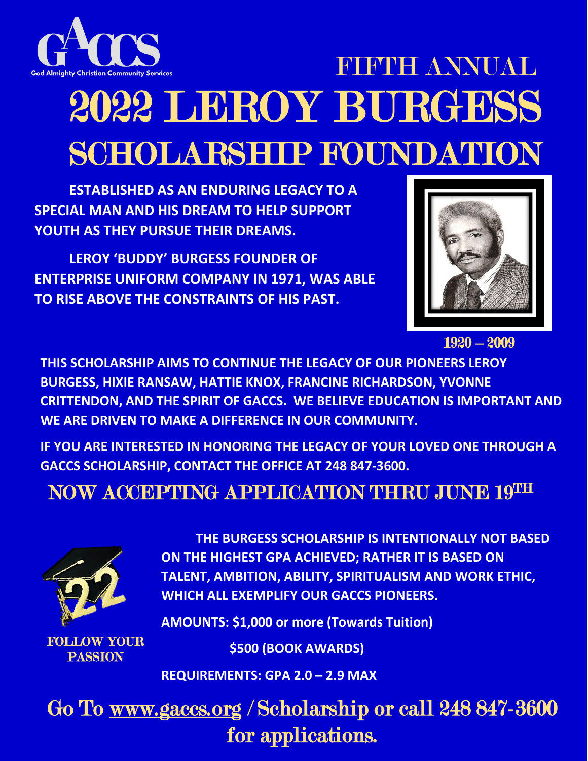GACCS

God Almighty Christian Community Services

# FIFTH ANNUAL 2022 LEROY BURGESS SCHOLARSHIP FOUNDATION

**ESTABLISHED AS AN ENDURING LEGACY TO A SPECIAL MAN AND HIS DREAM TO HELP SUPPORT YOUTH AS THEY PURSUE THEIR DREAMS.**

**LEROY 'BUDDY' BURGESS FOUNDER OF ENTERPRISE UNIFORM COMPANY IN 1971, WAS ABLE TO RISE ABOVE THE CONSTRAINTS OF HIS PAST.**

1920 – 2009

**THIS SCHOLARSHIP AIMS TO CONTINUE THE LEGACY OF OUR PIONEERS LEROY BURGESS, HIXIE RANSAW, HATTIE KNOX, FRANCINE RICHARDSON, YVONNE CRITTENDON, AND THE SPIRIT OF GACCS. WE BELIEVE EDUCATION IS IMPORTANT AND WE ARE DRIVEN TO MAKE A DIFFERENCE IN OUR COMMUNITY.**

**IF YOU ARE INTERESTED IN HONORING THE LEGACY OF YOUR LOVED ONE THROUGH A GACCS SCHOLARSHIP, CONTACT THE OFFICE AT 248 847-3600.**

## NOW ACCEPTING APPLICATION THRU JUNE 19TH

FOLLOW YOUR PASSION

**THE BURGESS SCHOLARSHIP IS INTENTIONALLY NOT BASED ON THE HIGHEST GPA ACHIEVED; RATHER IT IS BASED ON TALENT, AMBITION, ABILITY, SPIRITUALISM AND WORK ETHIC, WHICH ALL EXEMPLIFY OUR GACCS PIONEERS.**

**AMOUNTS: $1,000 or more (Towards Tuition)**

**$500 (BOOK AWARDS)**

**REQUIREMENTS: GPA 2.0 – 2.9 MAX**

## Go To www.gaccs.org /Scholarship or call 248 847-3600 for applications.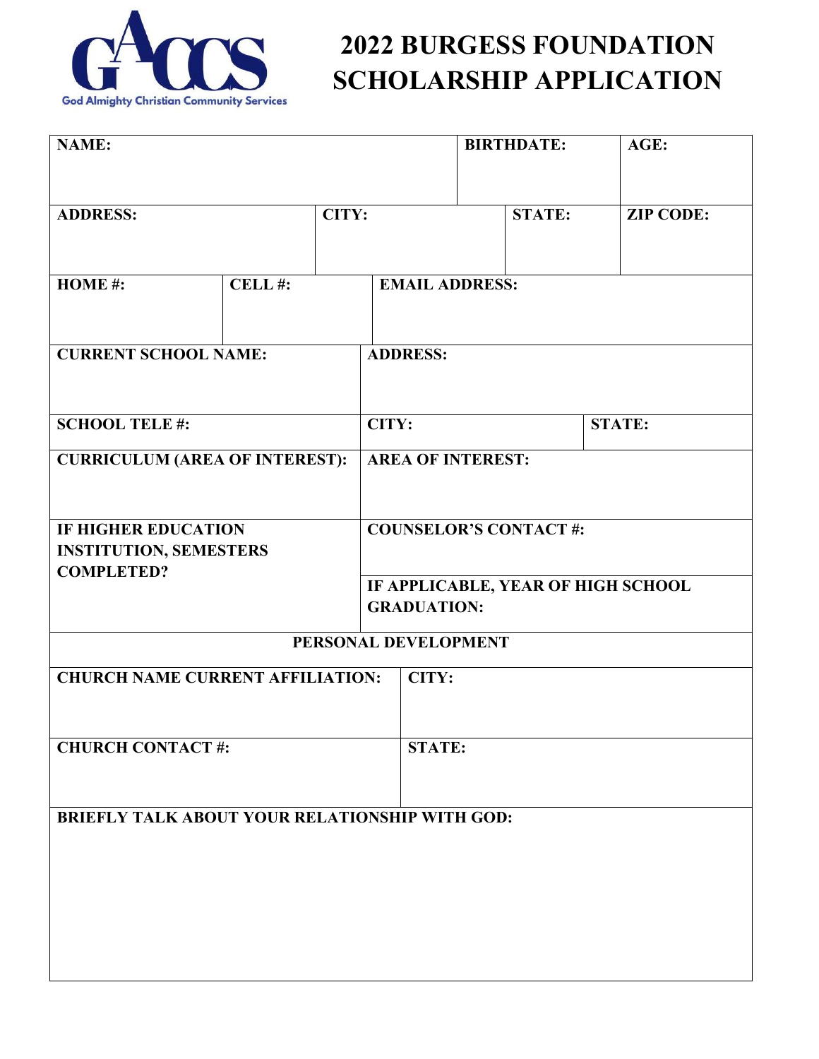GACCS
God Almighty Christian Community Services

# 2022 BURGESS FOUNDATION SCHOLARSHIP APPLICATION

| | | | | | | |
|---|---|---|---|---|---|---|
| **NAME:** | | | | **BIRTHDATE:** | | **AGE:** |
| **ADDRESS:** | | **CITY:** | | | **STATE:** | **ZIP CODE:** |
| **HOME #:** | **CELL #:** | | **EMAIL ADDRESS:** | | | |
| **CURRENT SCHOOL NAME:** | | | **ADDRESS:** | | | |
| **SCHOOL TELE #:** | | | **CITY:** | | **STATE:** | |
| **CURRICULUM (AREA OF INTEREST):** | | | **AREA OF INTEREST:** | | | |
| **IF HIGHER EDUCATION INSTITUTION, SEMESTERS COMPLETED?** | | | **COUNSELOR'S CONTACT #:** | | | |
| | | | **IF APPLICABLE, YEAR OF HIGH SCHOOL GRADUATION:** | | | |

| | |
|---|---|
| **PERSONAL DEVELOPMENT** | |
| **CHURCH NAME CURRENT AFFILIATION:** | **CITY:** |
| **CHURCH CONTACT #:** | **STATE:** |
| **BRIEFLY TALK ABOUT YOUR RELATIONSHIP WITH GOD:** | |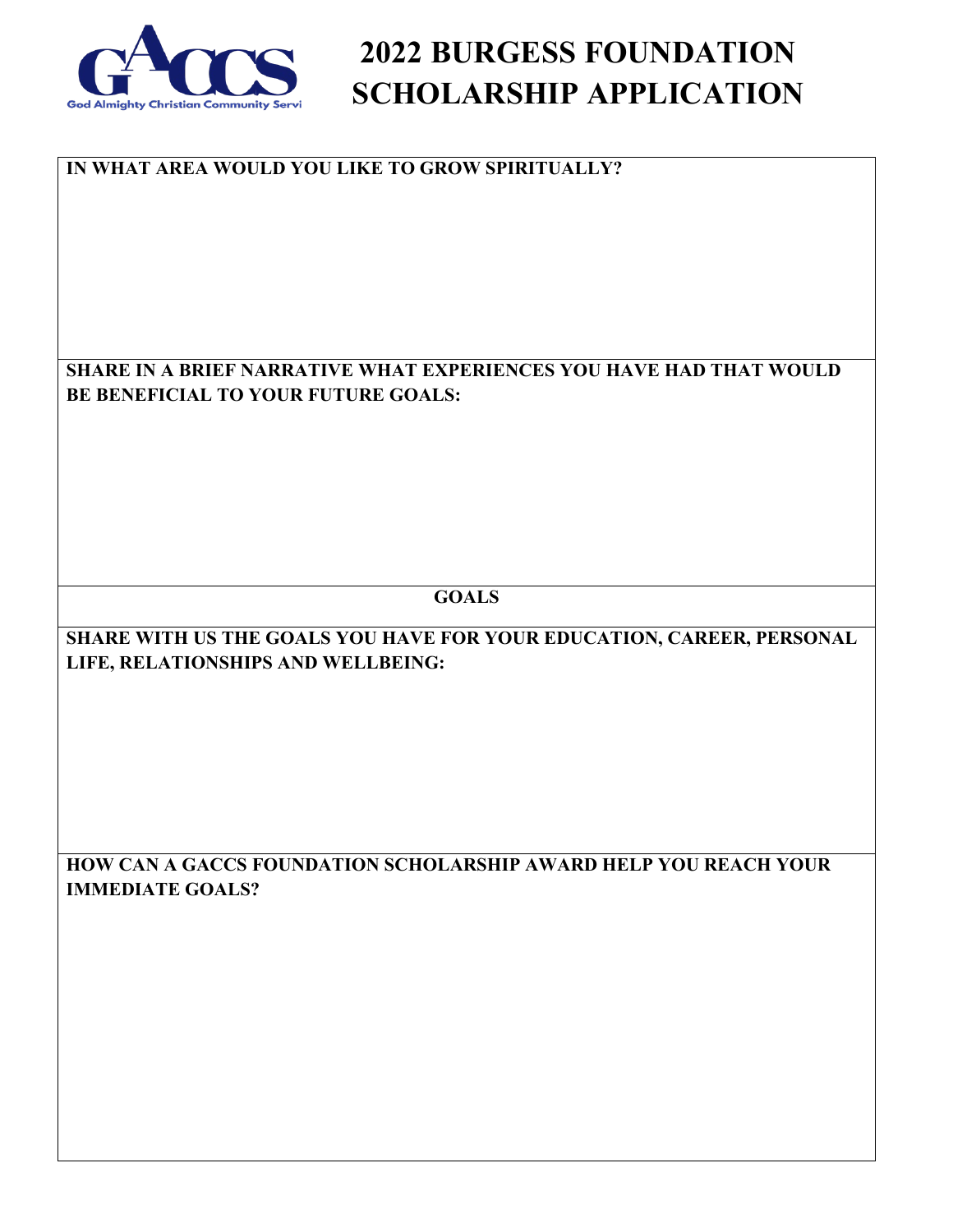# 2022 BURGESS FOUNDATION SCHOLARSHIP APPLICATION

God Almighty Christian Community Servi

**IN WHAT AREA WOULD YOU LIKE TO GROW SPIRITUALLY?**

**SHARE IN A BRIEF NARRATIVE WHAT EXPERIENCES YOU HAVE HAD THAT WOULD BE BENEFICIAL TO YOUR FUTURE GOALS:**

## GOALS

**SHARE WITH US THE GOALS YOU HAVE FOR YOUR EDUCATION, CAREER, PERSONAL LIFE, RELATIONSHIPS AND WELLBEING:**

**HOW CAN A GACCS FOUNDATION SCHOLARSHIP AWARD HELP YOU REACH YOUR IMMEDIATE GOALS?**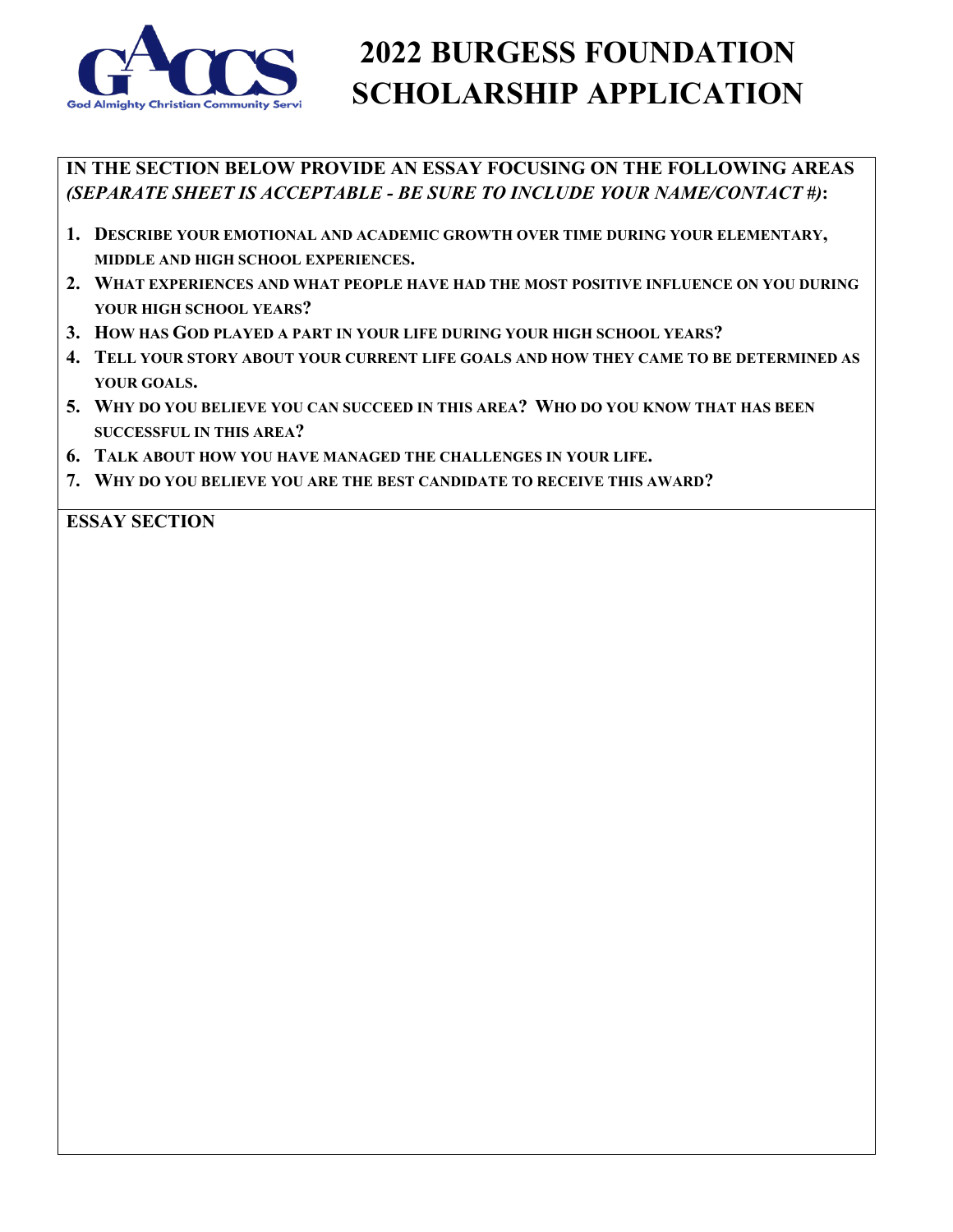# 2022 BURGESS FOUNDATION SCHOLARSHIP APPLICATION

**IN THE SECTION BELOW PROVIDE AN ESSAY FOCUSING ON THE FOLLOWING AREAS *(SEPARATE SHEET IS ACCEPTABLE - BE SURE TO INCLUDE YOUR NAME/CONTACT #)*:**

1. **DESCRIBE YOUR EMOTIONAL AND ACADEMIC GROWTH OVER TIME DURING YOUR ELEMENTARY, MIDDLE AND HIGH SCHOOL EXPERIENCES.**
2. **WHAT EXPERIENCES AND WHAT PEOPLE HAVE HAD THE MOST POSITIVE INFLUENCE ON YOU DURING YOUR HIGH SCHOOL YEARS?**
3. **HOW HAS GOD PLAYED A PART IN YOUR LIFE DURING YOUR HIGH SCHOOL YEARS?**
4. **TELL YOUR STORY ABOUT YOUR CURRENT LIFE GOALS AND HOW THEY CAME TO BE DETERMINED AS YOUR GOALS.**
5. **WHY DO YOU BELIEVE YOU CAN SUCCEED IN THIS AREA? WHO DO YOU KNOW THAT HAS BEEN SUCCESSFUL IN THIS AREA?**
6. **TALK ABOUT HOW YOU HAVE MANAGED THE CHALLENGES IN YOUR LIFE.**
7. **WHY DO YOU BELIEVE YOU ARE THE BEST CANDIDATE TO RECEIVE THIS AWARD?**

**ESSAY SECTION**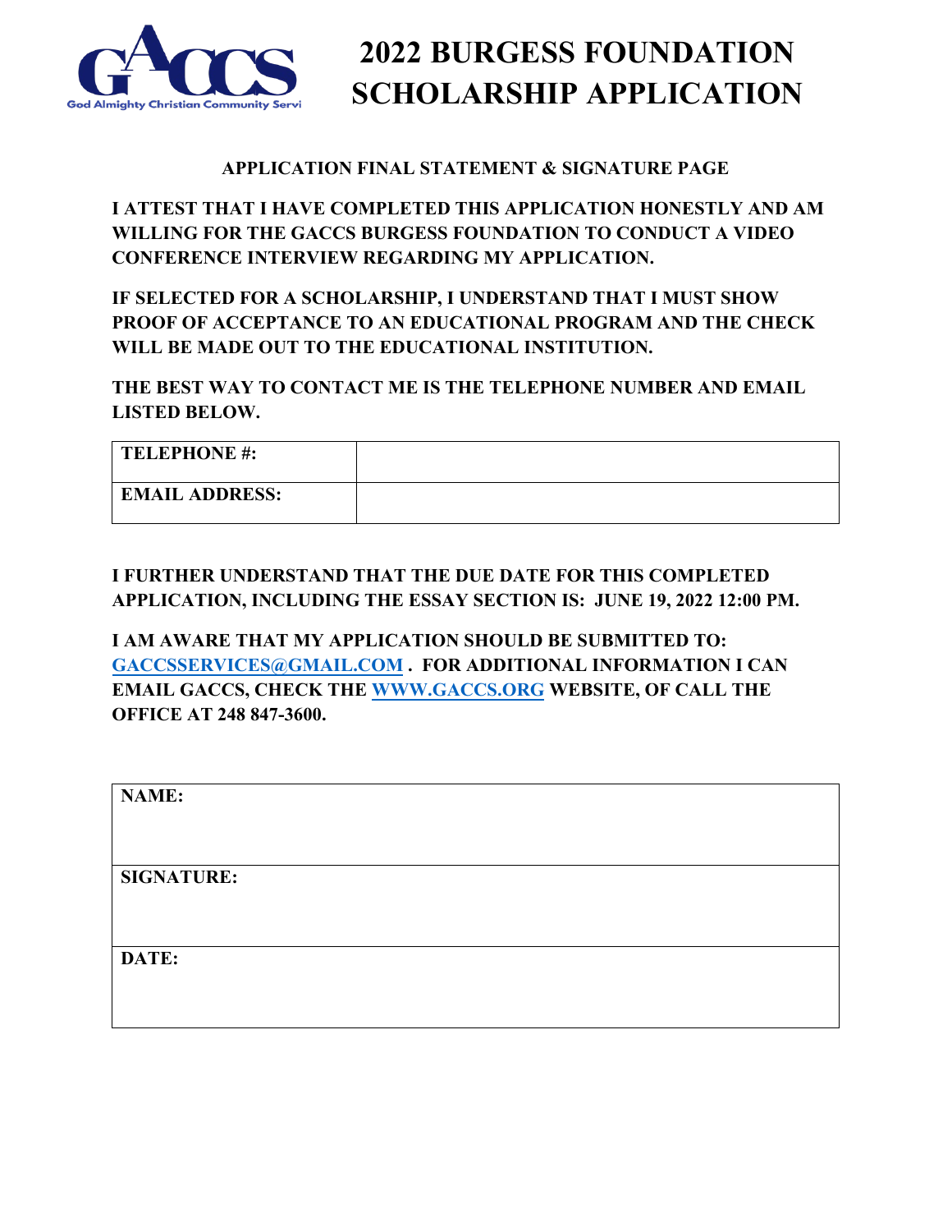# 2022 BURGESS FOUNDATION SCHOLARSHIP APPLICATION

## APPLICATION FINAL STATEMENT & SIGNATURE PAGE

**I ATTEST THAT I HAVE COMPLETED THIS APPLICATION HONESTLY AND AM WILLING FOR THE GACCS BURGESS FOUNDATION TO CONDUCT A VIDEO CONFERENCE INTERVIEW REGARDING MY APPLICATION.**

**IF SELECTED FOR A SCHOLARSHIP, I UNDERSTAND THAT I MUST SHOW PROOF OF ACCEPTANCE TO AN EDUCATIONAL PROGRAM AND THE CHECK WILL BE MADE OUT TO THE EDUCATIONAL INSTITUTION.**

**THE BEST WAY TO CONTACT ME IS THE TELEPHONE NUMBER AND EMAIL LISTED BELOW.**

| | |
|---|---|
| **TELEPHONE #:** | |
| **EMAIL ADDRESS:** | |

**I FURTHER UNDERSTAND THAT THE DUE DATE FOR THIS COMPLETED APPLICATION, INCLUDING THE ESSAY SECTION IS: JUNE 19, 2022 12:00 PM.**

**I AM AWARE THAT MY APPLICATION SHOULD BE SUBMITTED TO: GACCSSERVICES@GMAIL.COM . FOR ADDITIONAL INFORMATION I CAN EMAIL GACCS, CHECK THE WWW.GACCS.ORG WEBSITE, OF CALL THE OFFICE AT 248 847-3600.**

| |
|---|
| **NAME:** |
| **SIGNATURE:** |
| **DATE:** |